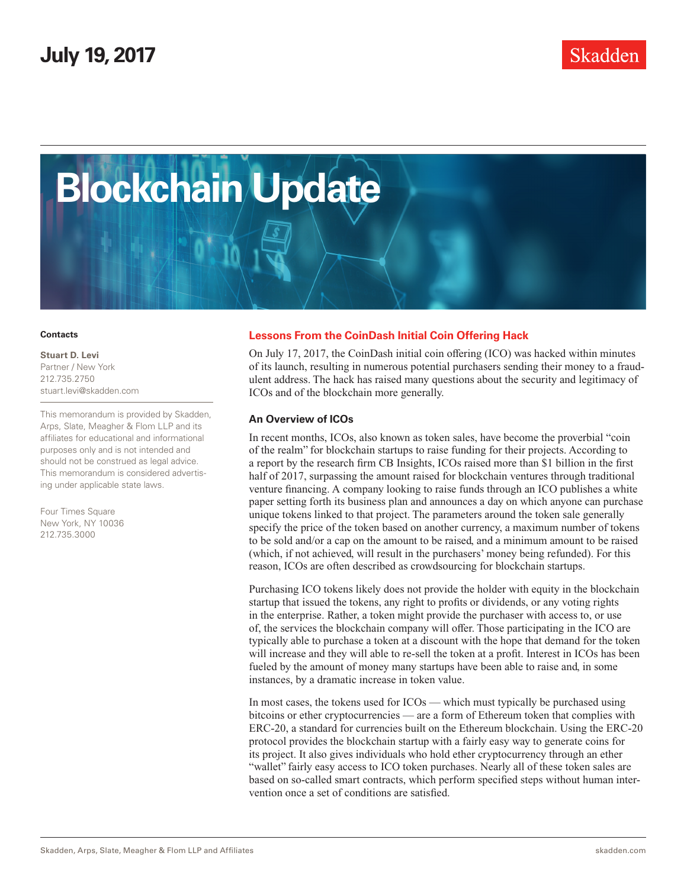July 19, 2017

# Blockchain Update

**Contacts**

**Stuart D. Levi**
Partner / New York
212.735.2750
stuart.levi@skadden.com

This memorandum is provided by Skadden, Arps, Slate, Meagher & Flom LLP and its affiliates for educational and informational purposes only and is not intended and should not be construed as legal advice. This memorandum is considered advertising under applicable state laws.

Four Times Square
New York, NY 10036
212.735.3000

## Lessons From the CoinDash Initial Coin Offering Hack

On July 17, 2017, the CoinDash initial coin offering (ICO) was hacked within minutes of its launch, resulting in numerous potential purchasers sending their money to a fraudulent address. The hack has raised many questions about the security and legitimacy of ICOs and of the blockchain more generally.

### An Overview of ICOs

In recent months, ICOs, also known as token sales, have become the proverbial "coin of the realm" for blockchain startups to raise funding for their projects. According to a report by the research firm CB Insights, ICOs raised more than $1 billion in the first half of 2017, surpassing the amount raised for blockchain ventures through traditional venture financing. A company looking to raise funds through an ICO publishes a white paper setting forth its business plan and announces a day on which anyone can purchase unique tokens linked to that project. The parameters around the token sale generally specify the price of the token based on another currency, a maximum number of tokens to be sold and/or a cap on the amount to be raised, and a minimum amount to be raised (which, if not achieved, will result in the purchasers' money being refunded). For this reason, ICOs are often described as crowdsourcing for blockchain startups.

Purchasing ICO tokens likely does not provide the holder with equity in the blockchain startup that issued the tokens, any right to profits or dividends, or any voting rights in the enterprise. Rather, a token might provide the purchaser with access to, or use of, the services the blockchain company will offer. Those participating in the ICO are typically able to purchase a token at a discount with the hope that demand for the token will increase and they will able to re-sell the token at a profit. Interest in ICOs has been fueled by the amount of money many startups have been able to raise and, in some instances, by a dramatic increase in token value.

In most cases, the tokens used for ICOs — which must typically be purchased using bitcoins or ether cryptocurrencies — are a form of Ethereum token that complies with ERC-20, a standard for currencies built on the Ethereum blockchain. Using the ERC-20 protocol provides the blockchain startup with a fairly easy way to generate coins for its project. It also gives individuals who hold ether cryptocurrency through an ether "wallet" fairly easy access to ICO token purchases. Nearly all of these token sales are based on so-called smart contracts, which perform specified steps without human intervention once a set of conditions are satisfied.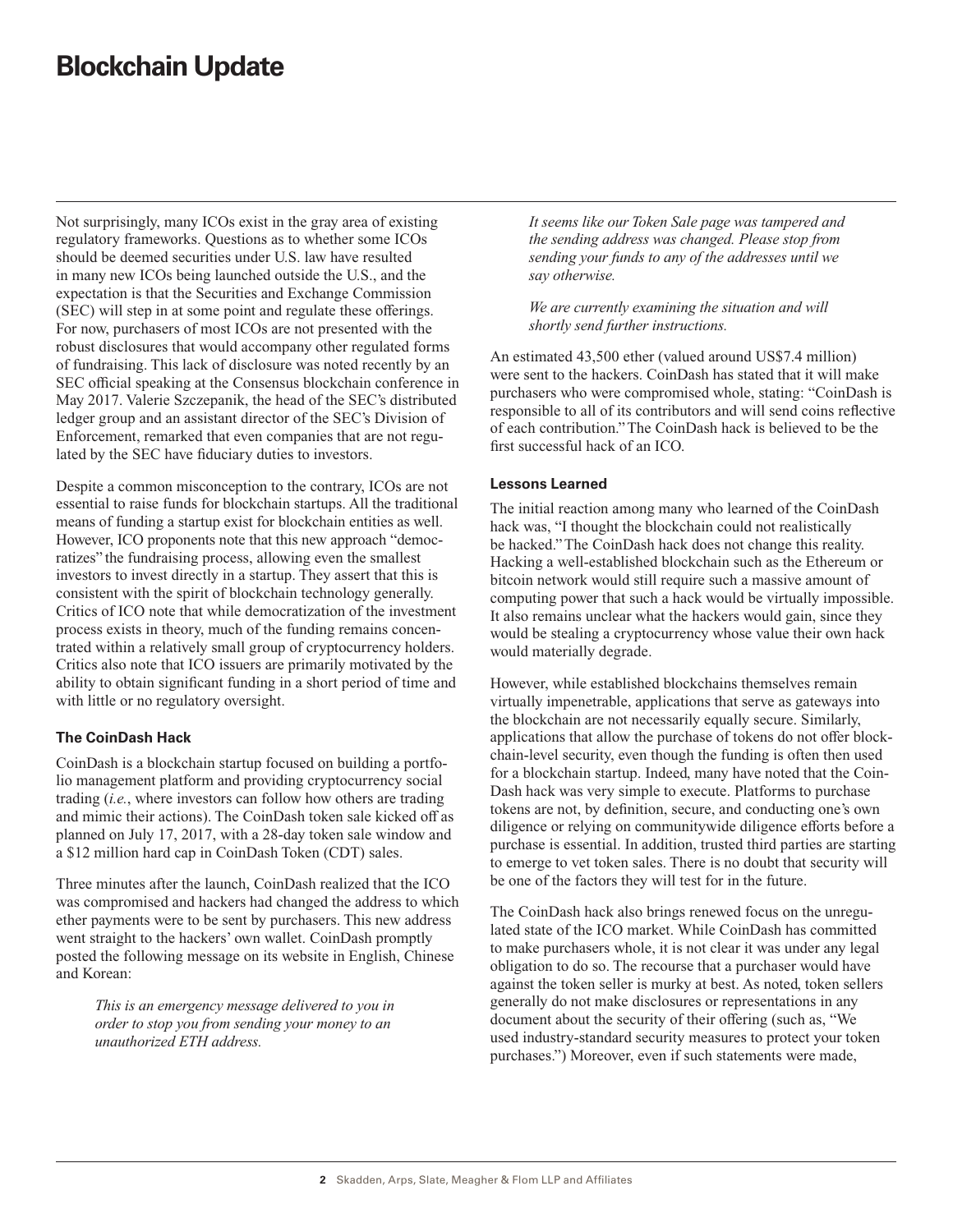Not surprisingly, many ICOs exist in the gray area of existing regulatory frameworks. Questions as to whether some ICOs should be deemed securities under U.S. law have resulted in many new ICOs being launched outside the U.S., and the expectation is that the Securities and Exchange Commission (SEC) will step in at some point and regulate these offerings. For now, purchasers of most ICOs are not presented with the robust disclosures that would accompany other regulated forms of fundraising. This lack of disclosure was noted recently by an SEC official speaking at the Consensus blockchain conference in May 2017. Valerie Szczepanik, the head of the SEC's distributed ledger group and an assistant director of the SEC's Division of Enforcement, remarked that even companies that are not regulated by the SEC have fiduciary duties to investors.

Despite a common misconception to the contrary, ICOs are not essential to raise funds for blockchain startups. All the traditional means of funding a startup exist for blockchain entities as well. However, ICO proponents note that this new approach "democratizes" the fundraising process, allowing even the smallest investors to invest directly in a startup. They assert that this is consistent with the spirit of blockchain technology generally. Critics of ICO note that while democratization of the investment process exists in theory, much of the funding remains concentrated within a relatively small group of cryptocurrency holders. Critics also note that ICO issuers are primarily motivated by the ability to obtain significant funding in a short period of time and with little or no regulatory oversight.

### The CoinDash Hack

CoinDash is a blockchain startup focused on building a portfolio management platform and providing cryptocurrency social trading (*i.e.*, where investors can follow how others are trading and mimic their actions). The CoinDash token sale kicked off as planned on July 17, 2017, with a 28-day token sale window and a $12 million hard cap in CoinDash Token (CDT) sales.

Three minutes after the launch, CoinDash realized that the ICO was compromised and hackers had changed the address to which ether payments were to be sent by purchasers. This new address went straight to the hackers' own wallet. CoinDash promptly posted the following message on its website in English, Chinese and Korean:

> *This is an emergency message delivered to you in order to stop you from sending your money to an unauthorized ETH address.*
>
> *It seems like our Token Sale page was tampered and the sending address was changed. Please stop from sending your funds to any of the addresses until we say otherwise.*
>
> *We are currently examining the situation and will shortly send further instructions.*

An estimated 43,500 ether (valued around US$7.4 million) were sent to the hackers. CoinDash has stated that it will make purchasers who were compromised whole, stating: "CoinDash is responsible to all of its contributors and will send coins reflective of each contribution." The CoinDash hack is believed to be the first successful hack of an ICO.

### Lessons Learned

The initial reaction among many who learned of the CoinDash hack was, "I thought the blockchain could not realistically be hacked." The CoinDash hack does not change this reality. Hacking a well-established blockchain such as the Ethereum or bitcoin network would still require such a massive amount of computing power that such a hack would be virtually impossible. It also remains unclear what the hackers would gain, since they would be stealing a cryptocurrency whose value their own hack would materially degrade.

However, while established blockchains themselves remain virtually impenetrable, applications that serve as gateways into the blockchain are not necessarily equally secure. Similarly, applications that allow the purchase of tokens do not offer blockchain-level security, even though the funding is often then used for a blockchain startup. Indeed, many have noted that the CoinDash hack was very simple to execute. Platforms to purchase tokens are not, by definition, secure, and conducting one's own diligence or relying on communitywide diligence efforts before a purchase is essential. In addition, trusted third parties are starting to emerge to vet token sales. There is no doubt that security will be one of the factors they will test for in the future.

The CoinDash hack also brings renewed focus on the unregulated state of the ICO market. While CoinDash has committed to make purchasers whole, it is not clear it was under any legal obligation to do so. The recourse that a purchaser would have against the token seller is murky at best. As noted, token sellers generally do not make disclosures or representations in any document about the security of their offering (such as, "We used industry-standard security measures to protect your token purchases.") Moreover, even if such statements were made,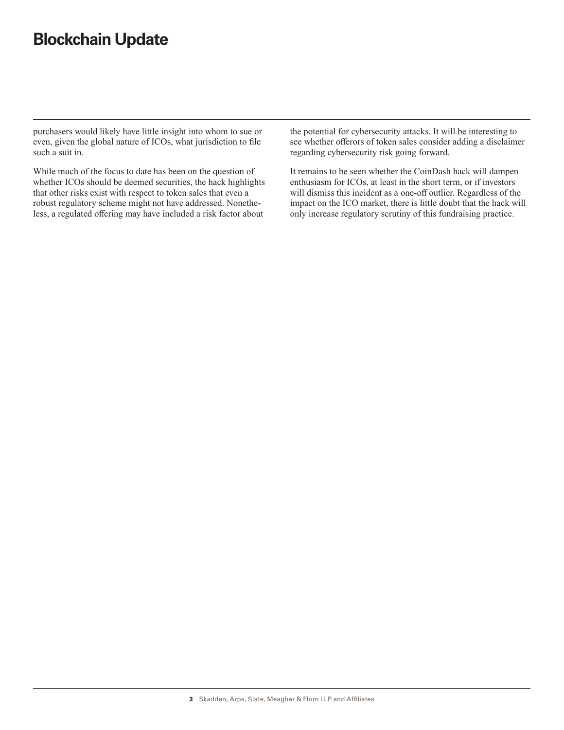purchasers would likely have little insight into whom to sue or even, given the global nature of ICOs, what jurisdiction to file such a suit in.

While much of the focus to date has been on the question of whether ICOs should be deemed securities, the hack highlights that other risks exist with respect to token sales that even a robust regulatory scheme might not have addressed. Nonetheless, a regulated offering may have included a risk factor about the potential for cybersecurity attacks. It will be interesting to see whether offerors of token sales consider adding a disclaimer regarding cybersecurity risk going forward.

It remains to be seen whether the CoinDash hack will dampen enthusiasm for ICOs, at least in the short term, or if investors will dismiss this incident as a one-off outlier. Regardless of the impact on the ICO market, there is little doubt that the hack will only increase regulatory scrutiny of this fundraising practice.